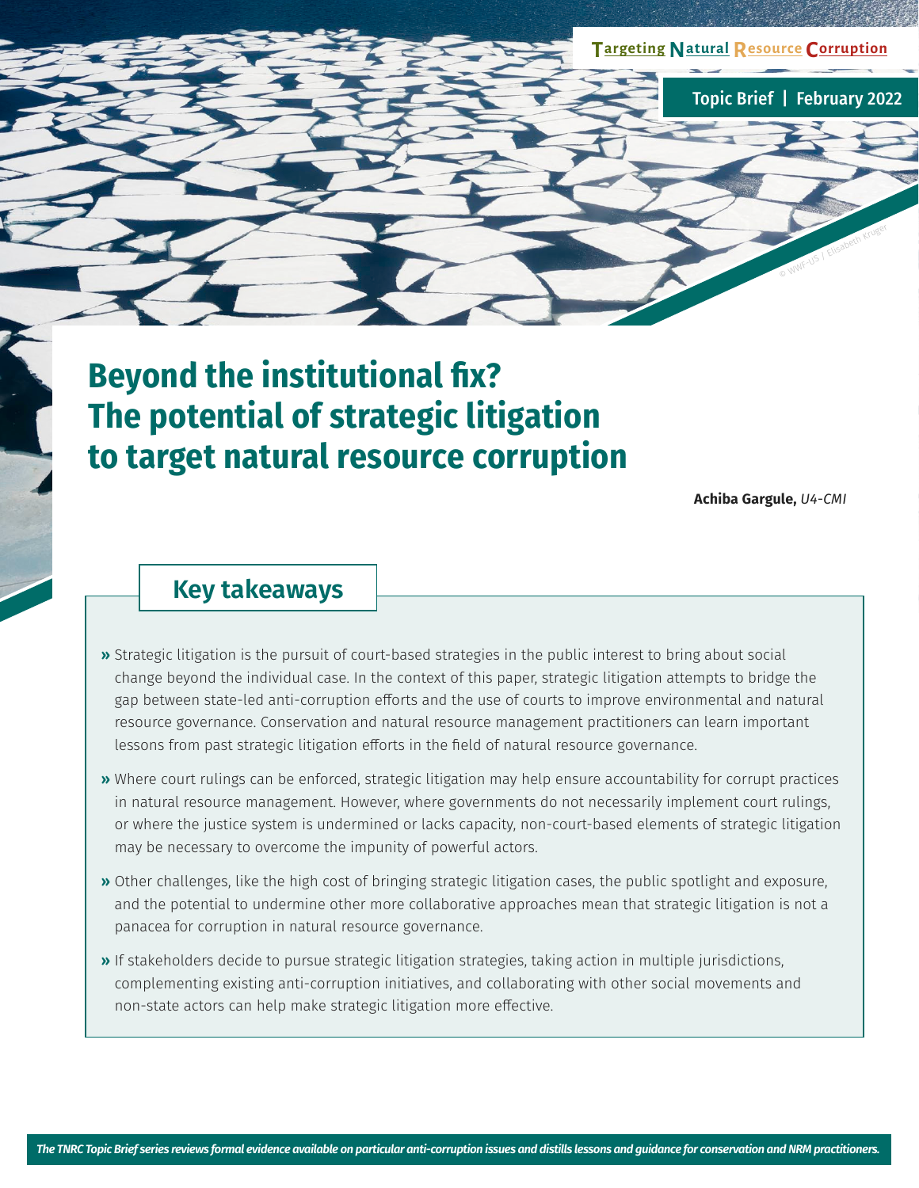Targeting Natural Resource Corruption

Topic Brief | February 2022

# Beyond the institutional fix? The potential of strategic litigation to target natural resource corruption

**Achiba Gargule,** *U4-CMI*

## Key takeaways

- Strategic litigation is the pursuit of court-based strategies in the public interest to bring about social change beyond the individual case. In the context of this paper, strategic litigation attempts to bridge the gap between state-led anti-corruption efforts and the use of courts to improve environmental and natural resource governance. Conservation and natural resource management practitioners can learn important lessons from past strategic litigation efforts in the field of natural resource governance.
- Where court rulings can be enforced, strategic litigation may help ensure accountability for corrupt practices in natural resource management. However, where governments do not necessarily implement court rulings, or where the justice system is undermined or lacks capacity, non-court-based elements of strategic litigation may be necessary to overcome the impunity of powerful actors.
- Other challenges, like the high cost of bringing strategic litigation cases, the public spotlight and exposure, and the potential to undermine other more collaborative approaches mean that strategic litigation is not a panacea for corruption in natural resource governance.
- If stakeholders decide to pursue strategic litigation strategies, taking action in multiple jurisdictions, complementing existing anti-corruption initiatives, and collaborating with other social movements and non-state actors can help make strategic litigation more effective.

*The TNRC Topic Brief series reviews formal evidence available on particular anti-corruption issues and distills lessons and guidance for conservation and NRM practitioners.*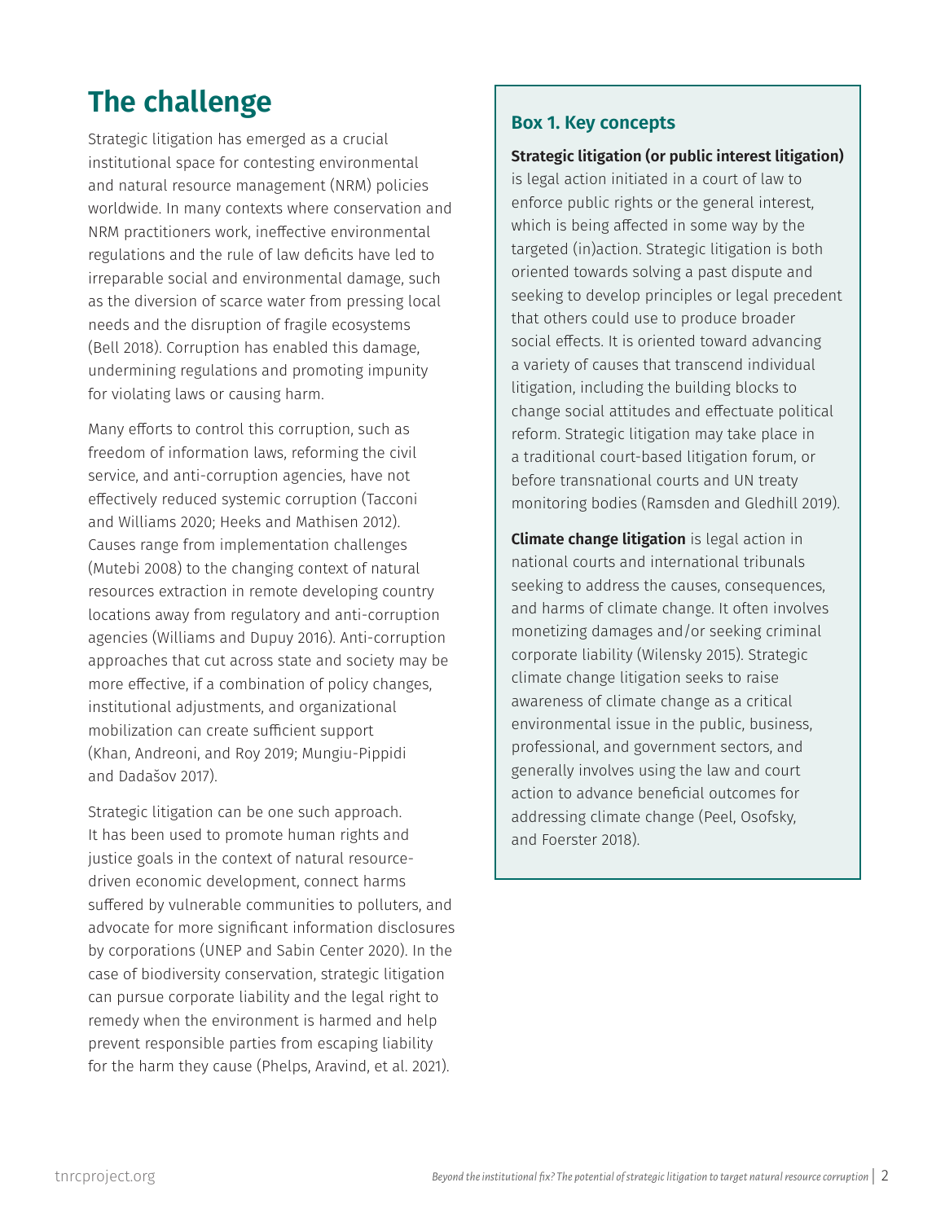## The challenge

Strategic litigation has emerged as a crucial institutional space for contesting environmental and natural resource management (NRM) policies worldwide. In many contexts where conservation and NRM practitioners work, ineffective environmental regulations and the rule of law deficits have led to irreparable social and environmental damage, such as the diversion of scarce water from pressing local needs and the disruption of fragile ecosystems (Bell 2018). Corruption has enabled this damage, undermining regulations and promoting impunity for violating laws or causing harm.

Many efforts to control this corruption, such as freedom of information laws, reforming the civil service, and anti-corruption agencies, have not effectively reduced systemic corruption (Tacconi and Williams 2020; Heeks and Mathisen 2012). Causes range from implementation challenges (Mutebi 2008) to the changing context of natural resources extraction in remote developing country locations away from regulatory and anti-corruption agencies (Williams and Dupuy 2016). Anti-corruption approaches that cut across state and society may be more effective, if a combination of policy changes, institutional adjustments, and organizational mobilization can create sufficient support (Khan, Andreoni, and Roy 2019; Mungiu-Pippidi and Dadašov 2017).

Strategic litigation can be one such approach. It has been used to promote human rights and justice goals in the context of natural resource-driven economic development, connect harms suffered by vulnerable communities to polluters, and advocate for more significant information disclosures by corporations (UNEP and Sabin Center 2020). In the case of biodiversity conservation, strategic litigation can pursue corporate liability and the legal right to remedy when the environment is harmed and help prevent responsible parties from escaping liability for the harm they cause (Phelps, Aravind, et al. 2021).

### Box 1. Key concepts

**Strategic litigation (or public interest litigation)** is legal action initiated in a court of law to enforce public rights or the general interest, which is being affected in some way by the targeted (in)action. Strategic litigation is both oriented towards solving a past dispute and seeking to develop principles or legal precedent that others could use to produce broader social effects. It is oriented toward advancing a variety of causes that transcend individual litigation, including the building blocks to change social attitudes and effectuate political reform. Strategic litigation may take place in a traditional court-based litigation forum, or before transnational courts and UN treaty monitoring bodies (Ramsden and Gledhill 2019).

**Climate change litigation** is legal action in national courts and international tribunals seeking to address the causes, consequences, and harms of climate change. It often involves monetizing damages and/or seeking criminal corporate liability (Wilensky 2015). Strategic climate change litigation seeks to raise awareness of climate change as a critical environmental issue in the public, business, professional, and government sectors, and generally involves using the law and court action to advance beneficial outcomes for addressing climate change (Peel, Osofsky, and Foerster 2018).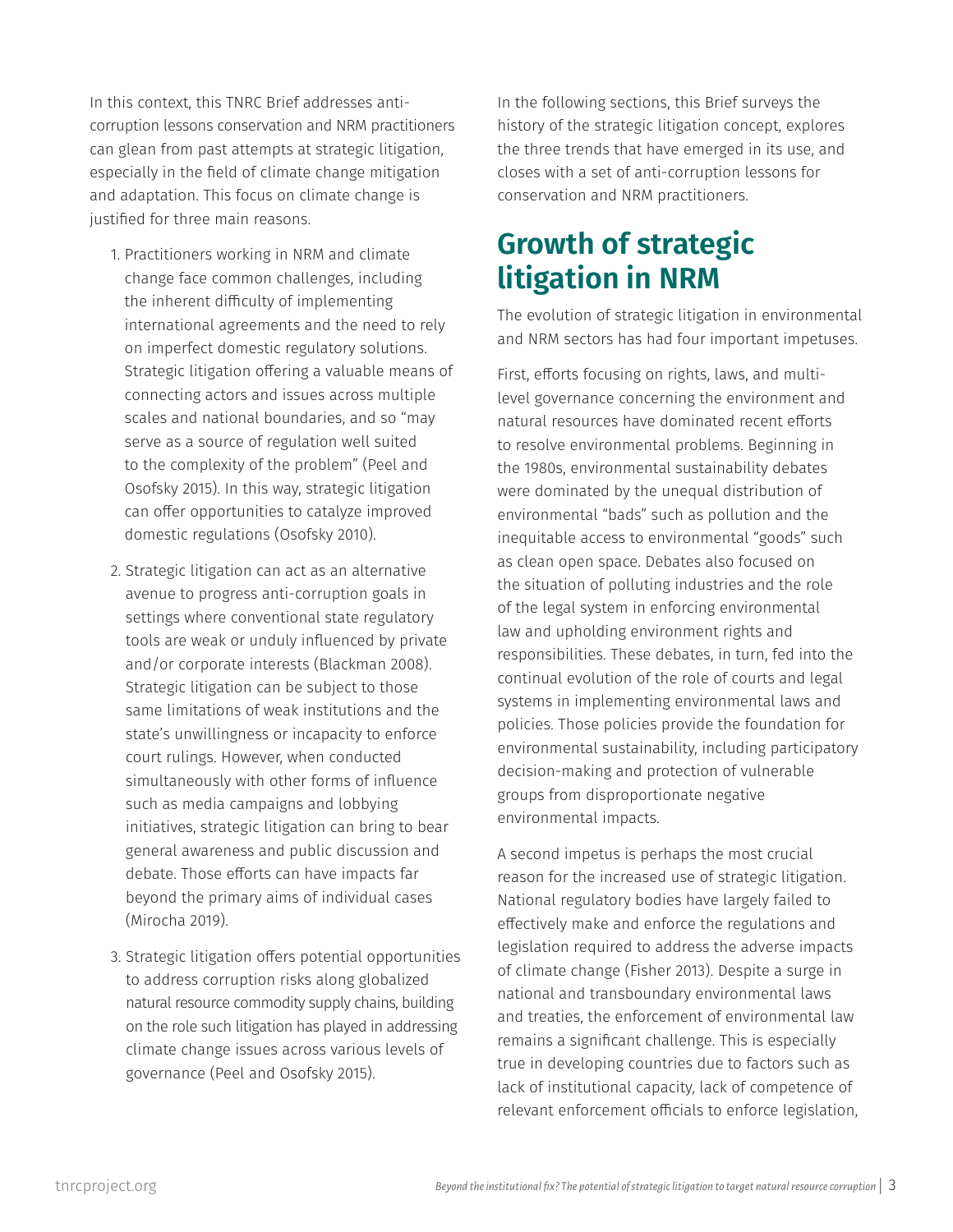In this context, this TNRC Brief addresses anti-corruption lessons conservation and NRM practitioners can glean from past attempts at strategic litigation, especially in the field of climate change mitigation and adaptation. This focus on climate change is justified for three main reasons.

1. Practitioners working in NRM and climate change face common challenges, including the inherent difficulty of implementing international agreements and the need to rely on imperfect domestic regulatory solutions. Strategic litigation offering a valuable means of connecting actors and issues across multiple scales and national boundaries, and so "may serve as a source of regulation well suited to the complexity of the problem" (Peel and Osofsky 2015). In this way, strategic litigation can offer opportunities to catalyze improved domestic regulations (Osofsky 2010).
2. Strategic litigation can act as an alternative avenue to progress anti-corruption goals in settings where conventional state regulatory tools are weak or unduly influenced by private and/or corporate interests (Blackman 2008). Strategic litigation can be subject to those same limitations of weak institutions and the state's unwillingness or incapacity to enforce court rulings. However, when conducted simultaneously with other forms of influence such as media campaigns and lobbying initiatives, strategic litigation can bring to bear general awareness and public discussion and debate. Those efforts can have impacts far beyond the primary aims of individual cases (Mirocha 2019).
3. Strategic litigation offers potential opportunities to address corruption risks along globalized natural resource commodity supply chains, building on the role such litigation has played in addressing climate change issues across various levels of governance (Peel and Osofsky 2015).

In the following sections, this Brief surveys the history of the strategic litigation concept, explores the three trends that have emerged in its use, and closes with a set of anti-corruption lessons for conservation and NRM practitioners.

## Growth of strategic litigation in NRM

The evolution of strategic litigation in environmental and NRM sectors has had four important impetuses.

First, efforts focusing on rights, laws, and multi-level governance concerning the environment and natural resources have dominated recent efforts to resolve environmental problems. Beginning in the 1980s, environmental sustainability debates were dominated by the unequal distribution of environmental "bads" such as pollution and the inequitable access to environmental "goods" such as clean open space. Debates also focused on the situation of polluting industries and the role of the legal system in enforcing environmental law and upholding environment rights and responsibilities. These debates, in turn, fed into the continual evolution of the role of courts and legal systems in implementing environmental laws and policies. Those policies provide the foundation for environmental sustainability, including participatory decision-making and protection of vulnerable groups from disproportionate negative environmental impacts.

A second impetus is perhaps the most crucial reason for the increased use of strategic litigation. National regulatory bodies have largely failed to effectively make and enforce the regulations and legislation required to address the adverse impacts of climate change (Fisher 2013). Despite a surge in national and transboundary environmental laws and treaties, the enforcement of environmental law remains a significant challenge. This is especially true in developing countries due to factors such as lack of institutional capacity, lack of competence of relevant enforcement officials to enforce legislation,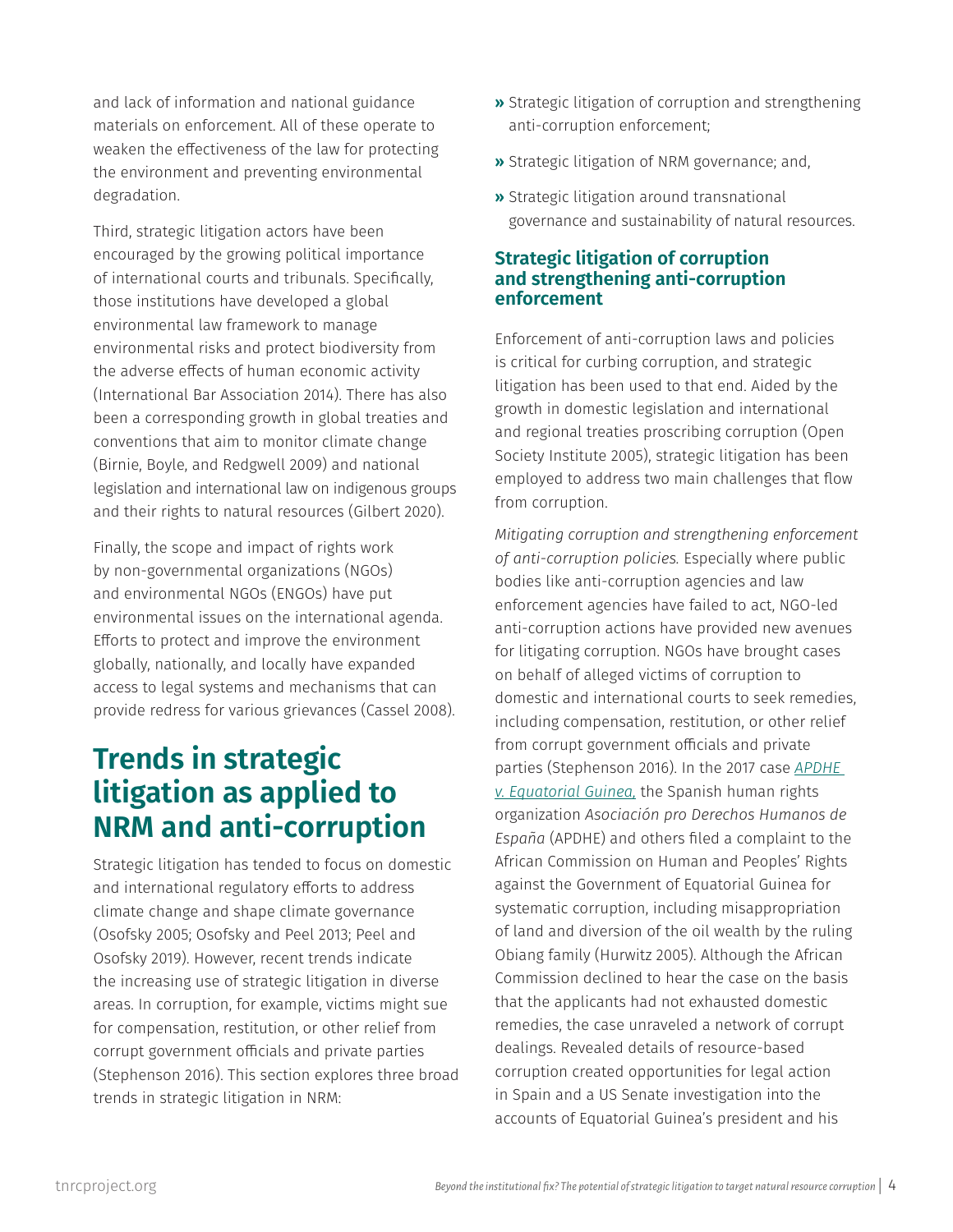and lack of information and national guidance materials on enforcement. All of these operate to weaken the effectiveness of the law for protecting the environment and preventing environmental degradation.

Third, strategic litigation actors have been encouraged by the growing political importance of international courts and tribunals. Specifically, those institutions have developed a global environmental law framework to manage environmental risks and protect biodiversity from the adverse effects of human economic activity (International Bar Association 2014). There has also been a corresponding growth in global treaties and conventions that aim to monitor climate change (Birnie, Boyle, and Redgwell 2009) and national legislation and international law on indigenous groups and their rights to natural resources (Gilbert 2020).

Finally, the scope and impact of rights work by non-governmental organizations (NGOs) and environmental NGOs (ENGOs) have put environmental issues on the international agenda. Efforts to protect and improve the environment globally, nationally, and locally have expanded access to legal systems and mechanisms that can provide redress for various grievances (Cassel 2008).

# Trends in strategic litigation as applied to NRM and anti-corruption

Strategic litigation has tended to focus on domestic and international regulatory efforts to address climate change and shape climate governance (Osofsky 2005; Osofsky and Peel 2013; Peel and Osofsky 2019). However, recent trends indicate the increasing use of strategic litigation in diverse areas. In corruption, for example, victims might sue for compensation, restitution, or other relief from corrupt government officials and private parties (Stephenson 2016). This section explores three broad trends in strategic litigation in NRM:

- Strategic litigation of corruption and strengthening anti-corruption enforcement;
- Strategic litigation of NRM governance; and,
- Strategic litigation around transnational governance and sustainability of natural resources.

## Strategic litigation of corruption and strengthening anti-corruption enforcement

Enforcement of anti-corruption laws and policies is critical for curbing corruption, and strategic litigation has been used to that end. Aided by the growth in domestic legislation and international and regional treaties proscribing corruption (Open Society Institute 2005), strategic litigation has been employed to address two main challenges that flow from corruption.

*Mitigating corruption and strengthening enforcement of anti-corruption policies.* Especially where public bodies like anti-corruption agencies and law enforcement agencies have failed to act, NGO-led anti-corruption actions have provided new avenues for litigating corruption. NGOs have brought cases on behalf of alleged victims of corruption to domestic and international courts to seek remedies, including compensation, restitution, or other relief from corrupt government officials and private parties (Stephenson 2016). In the 2017 case *APDHE v. Equatorial Guinea,* the Spanish human rights organization *Asociación pro Derechos Humanos de España* (APDHE) and others filed a complaint to the African Commission on Human and Peoples' Rights against the Government of Equatorial Guinea for systematic corruption, including misappropriation of land and diversion of the oil wealth by the ruling Obiang family (Hurwitz 2005). Although the African Commission declined to hear the case on the basis that the applicants had not exhausted domestic remedies, the case unraveled a network of corrupt dealings. Revealed details of resource-based corruption created opportunities for legal action in Spain and a US Senate investigation into the accounts of Equatorial Guinea's president and his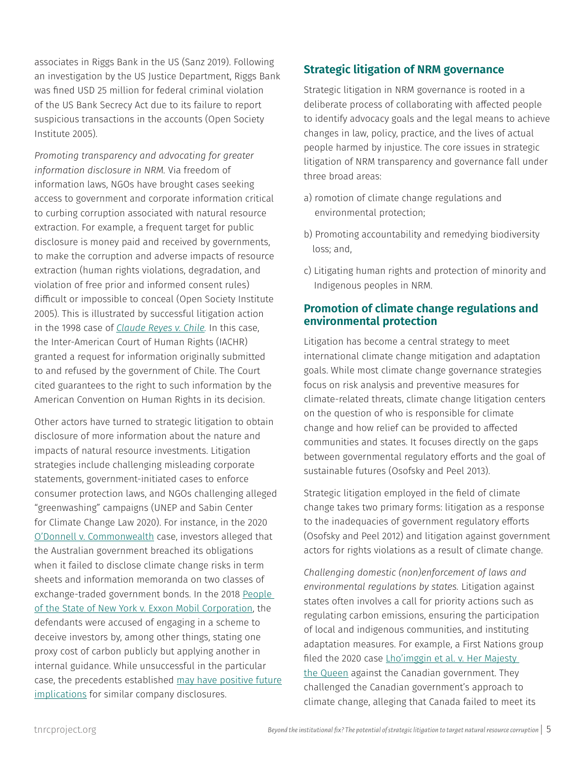associates in Riggs Bank in the US (Sanz 2019). Following an investigation by the US Justice Department, Riggs Bank was fined USD 25 million for federal criminal violation of the US Bank Secrecy Act due to its failure to report suspicious transactions in the accounts (Open Society Institute 2005).

*Promoting transparency and advocating for greater information disclosure in NRM.* Via freedom of information laws, NGOs have brought cases seeking access to government and corporate information critical to curbing corruption associated with natural resource extraction. For example, a frequent target for public disclosure is money paid and received by governments, to make the corruption and adverse impacts of resource extraction (human rights violations, degradation, and violation of free prior and informed consent rules) difficult or impossible to conceal (Open Society Institute 2005). This is illustrated by successful litigation action in the 1998 case of *Claude Reyes v. Chile.* In this case, the Inter-American Court of Human Rights (IACHR) granted a request for information originally submitted to and refused by the government of Chile. The Court cited guarantees to the right to such information by the American Convention on Human Rights in its decision.

Other actors have turned to strategic litigation to obtain disclosure of more information about the nature and impacts of natural resource investments. Litigation strategies include challenging misleading corporate statements, government-initiated cases to enforce consumer protection laws, and NGOs challenging alleged "greenwashing" campaigns (UNEP and Sabin Center for Climate Change Law 2020). For instance, in the 2020 O'Donnell v. Commonwealth case, investors alleged that the Australian government breached its obligations when it failed to disclose climate change risks in term sheets and information memoranda on two classes of exchange-traded government bonds. In the 2018 People of the State of New York v. Exxon Mobil Corporation, the defendants were accused of engaging in a scheme to deceive investors by, among other things, stating one proxy cost of carbon publicly but applying another in internal guidance. While unsuccessful in the particular case, the precedents established may have positive future implications for similar company disclosures.

## Strategic litigation of NRM governance

Strategic litigation in NRM governance is rooted in a deliberate process of collaborating with affected people to identify advocacy goals and the legal means to achieve changes in law, policy, practice, and the lives of actual people harmed by injustice. The core issues in strategic litigation of NRM transparency and governance fall under three broad areas:

a) romotion of climate change regulations and environmental protection;

b) Promoting accountability and remedying biodiversity loss; and,

c) Litigating human rights and protection of minority and Indigenous peoples in NRM.

## Promotion of climate change regulations and environmental protection

Litigation has become a central strategy to meet international climate change mitigation and adaptation goals. While most climate change governance strategies focus on risk analysis and preventive measures for climate-related threats, climate change litigation centers on the question of who is responsible for climate change and how relief can be provided to affected communities and states. It focuses directly on the gaps between governmental regulatory efforts and the goal of sustainable futures (Osofsky and Peel 2013).

Strategic litigation employed in the field of climate change takes two primary forms: litigation as a response to the inadequacies of government regulatory efforts (Osofsky and Peel 2012) and litigation against government actors for rights violations as a result of climate change.

*Challenging domestic (non)enforcement of laws and environmental regulations by states.* Litigation against states often involves a call for priority actions such as regulating carbon emissions, ensuring the participation of local and indigenous communities, and instituting adaptation measures. For example, a First Nations group filed the 2020 case Lho'imggin et al. v. Her Majesty the Queen against the Canadian government. They challenged the Canadian government's approach to climate change, alleging that Canada failed to meet its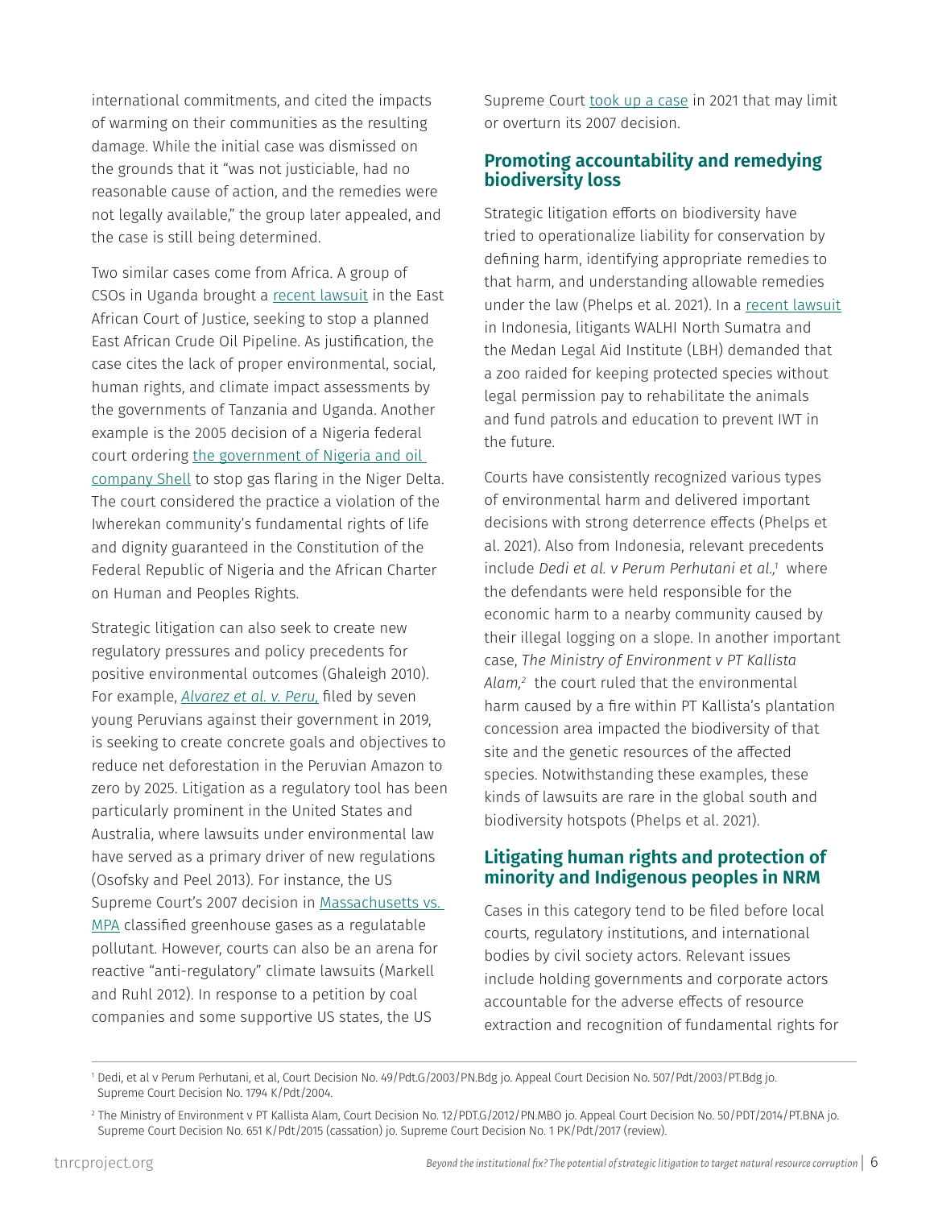international commitments, and cited the impacts of warming on their communities as the resulting damage. While the initial case was dismissed on the grounds that it "was not justiciable, had no reasonable cause of action, and the remedies were not legally available," the group later appealed, and the case is still being determined.

Two similar cases come from Africa. A group of CSOs in Uganda brought a recent lawsuit in the East African Court of Justice, seeking to stop a planned East African Crude Oil Pipeline. As justification, the case cites the lack of proper environmental, social, human rights, and climate impact assessments by the governments of Tanzania and Uganda. Another example is the 2005 decision of a Nigeria federal court ordering the government of Nigeria and oil company Shell to stop gas flaring in the Niger Delta. The court considered the practice a violation of the Iwherekan community's fundamental rights of life and dignity guaranteed in the Constitution of the Federal Republic of Nigeria and the African Charter on Human and Peoples Rights.

Strategic litigation can also seek to create new regulatory pressures and policy precedents for positive environmental outcomes (Ghaleigh 2010). For example, *Alvarez et al. v. Peru,* filed by seven young Peruvians against their government in 2019, is seeking to create concrete goals and objectives to reduce net deforestation in the Peruvian Amazon to zero by 2025. Litigation as a regulatory tool has been particularly prominent in the United States and Australia, where lawsuits under environmental law have served as a primary driver of new regulations (Osofsky and Peel 2013). For instance, the US Supreme Court's 2007 decision in Massachusetts vs. MPA classified greenhouse gases as a regulatable pollutant. However, courts can also be an arena for reactive "anti-regulatory" climate lawsuits (Markell and Ruhl 2012). In response to a petition by coal companies and some supportive US states, the US Supreme Court took up a case in 2021 that may limit or overturn its 2007 decision.

## Promoting accountability and remedying biodiversity loss

Strategic litigation efforts on biodiversity have tried to operationalize liability for conservation by defining harm, identifying appropriate remedies to that harm, and understanding allowable remedies under the law (Phelps et al. 2021). In a recent lawsuit in Indonesia, litigants WALHI North Sumatra and the Medan Legal Aid Institute (LBH) demanded that a zoo raided for keeping protected species without legal permission pay to rehabilitate the animals and fund patrols and education to prevent IWT in the future.

Courts have consistently recognized various types of environmental harm and delivered important decisions with strong deterrence effects (Phelps et al. 2021). Also from Indonesia, relevant precedents include *Dedi et al. v Perum Perhutani et al.,*[1] where the defendants were held responsible for the economic harm to a nearby community caused by their illegal logging on a slope. In another important case, *The Ministry of Environment v PT Kallista Alam,*[2] the court ruled that the environmental harm caused by a fire within PT Kallista's plantation concession area impacted the biodiversity of that site and the genetic resources of the affected species. Notwithstanding these examples, these kinds of lawsuits are rare in the global south and biodiversity hotspots (Phelps et al. 2021).

## Litigating human rights and protection of minority and Indigenous peoples in NRM

Cases in this category tend to be filed before local courts, regulatory institutions, and international bodies by civil society actors. Relevant issues include holding governments and corporate actors accountable for the adverse effects of resource extraction and recognition of fundamental rights for

---

[1] Dedi, et al v Perum Perhutani, et al, Court Decision No. 49/Pdt.G/2003/PN.Bdg jo. Appeal Court Decision No. 507/Pdt/2003/PT.Bdg jo. Supreme Court Decision No. 1794 K/Pdt/2004.

[2] The Ministry of Environment v PT Kallista Alam, Court Decision No. 12/PDT.G/2012/PN.MBO jo. Appeal Court Decision No. 50/PDT/2014/PT.BNA jo. Supreme Court Decision No. 651 K/Pdt/2015 (cassation) jo. Supreme Court Decision No. 1 PK/Pdt/2017 (review).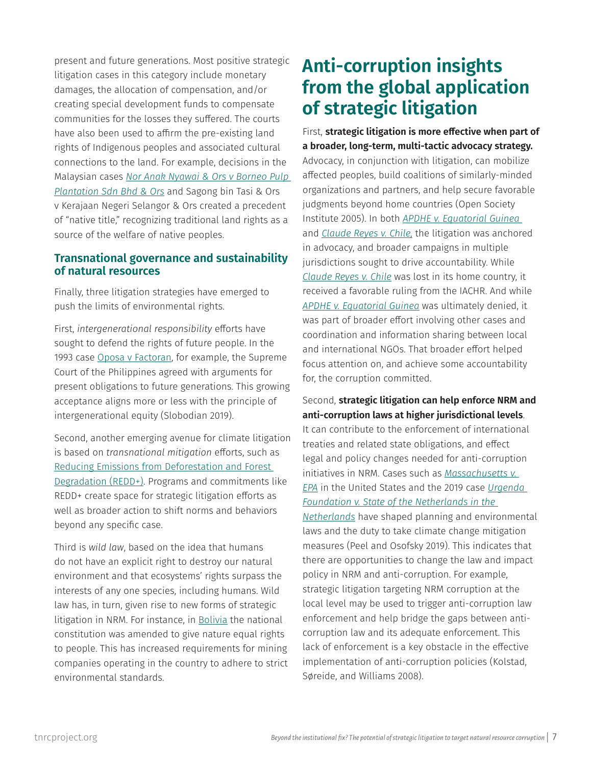present and future generations. Most positive strategic litigation cases in this category include monetary damages, the allocation of compensation, and/or creating special development funds to compensate communities for the losses they suffered. The courts have also been used to affirm the pre-existing land rights of Indigenous peoples and associated cultural connections to the land. For example, decisions in the Malaysian cases *Nor Anak Nyawai & Ors v Borneo Pulp Plantation Sdn Bhd & Ors* and Sagong bin Tasi & Ors v Kerajaan Negeri Selangor & Ors created a precedent of "native title," recognizing traditional land rights as a source of the welfare of native peoples.

### Transnational governance and sustainability of natural resources

Finally, three litigation strategies have emerged to push the limits of environmental rights.

First, *intergenerational responsibility* efforts have sought to defend the rights of future people. In the 1993 case Oposa v Factoran, for example, the Supreme Court of the Philippines agreed with arguments for present obligations to future generations. This growing acceptance aligns more or less with the principle of intergenerational equity (Slobodian 2019).

Second, another emerging avenue for climate litigation is based on *transnational mitigation* efforts, such as Reducing Emissions from Deforestation and Forest Degradation (REDD+). Programs and commitments like REDD+ create space for strategic litigation efforts as well as broader action to shift norms and behaviors beyond any specific case.

Third is *wild law*, based on the idea that humans do not have an explicit right to destroy our natural environment and that ecosystems' rights surpass the interests of any one species, including humans. Wild law has, in turn, given rise to new forms of strategic litigation in NRM. For instance, in Bolivia the national constitution was amended to give nature equal rights to people. This has increased requirements for mining companies operating in the country to adhere to strict environmental standards.

# Anti-corruption insights from the global application of strategic litigation

First, **strategic litigation is more effective when part of a broader, long-term, multi-tactic advocacy strategy.** Advocacy, in conjunction with litigation, can mobilize affected peoples, build coalitions of similarly-minded organizations and partners, and help secure favorable judgments beyond home countries (Open Society Institute 2005). In both *APDHE v. Equatorial Guinea* and *Claude Reyes v. Chile*, the litigation was anchored in advocacy, and broader campaigns in multiple jurisdictions sought to drive accountability. While *Claude Reyes v. Chile* was lost in its home country, it received a favorable ruling from the IACHR. And while *APDHE v. Equatorial Guinea* was ultimately denied, it was part of broader effort involving other cases and coordination and information sharing between local and international NGOs. That broader effort helped focus attention on, and achieve some accountability for, the corruption committed.

Second, **strategic litigation can help enforce NRM and anti-corruption laws at higher jurisdictional levels**. It can contribute to the enforcement of international treaties and related state obligations, and effect legal and policy changes needed for anti-corruption initiatives in NRM. Cases such as *Massachusetts v. EPA* in the United States and the 2019 case *Urgenda Foundation v. State of the Netherlands in the Netherlands* have shaped planning and environmental laws and the duty to take climate change mitigation measures (Peel and Osofsky 2019). This indicates that there are opportunities to change the law and impact policy in NRM and anti-corruption. For example, strategic litigation targeting NRM corruption at the local level may be used to trigger anti-corruption law enforcement and help bridge the gaps between anti-corruption law and its adequate enforcement. This lack of enforcement is a key obstacle in the effective implementation of anti-corruption policies (Kolstad, Søreide, and Williams 2008).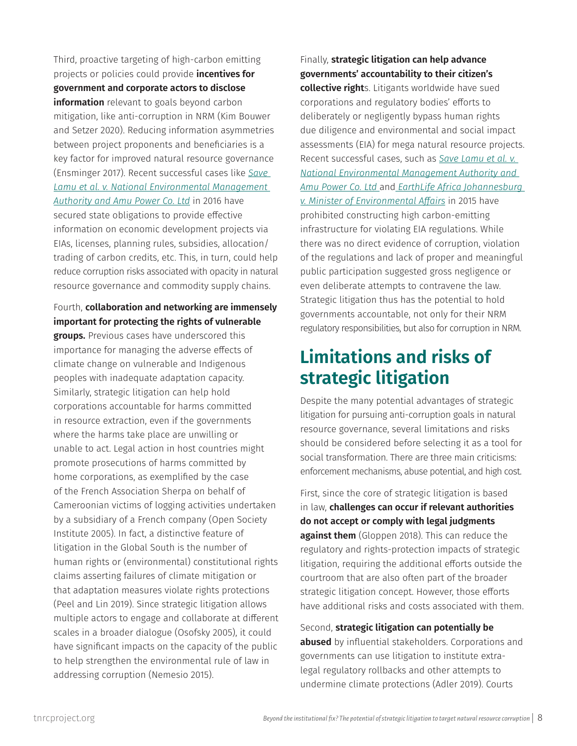Third, proactive targeting of high-carbon emitting projects or policies could provide **incentives for government and corporate actors to disclose information** relevant to goals beyond carbon mitigation, like anti-corruption in NRM (Kim Bouwer and Setzer 2020). Reducing information asymmetries between project proponents and beneficiaries is a key factor for improved natural resource governance (Ensminger 2017). Recent successful cases like *Save Lamu et al. v. National Environmental Management Authority and Amu Power Co. Ltd* in 2016 have secured state obligations to provide effective information on economic development projects via EIAs, licenses, planning rules, subsidies, allocation/trading of carbon credits, etc. This, in turn, could help reduce corruption risks associated with opacity in natural resource governance and commodity supply chains.

Fourth, **collaboration and networking are immensely important for protecting the rights of vulnerable groups.** Previous cases have underscored this importance for managing the adverse effects of climate change on vulnerable and Indigenous peoples with inadequate adaptation capacity. Similarly, strategic litigation can help hold corporations accountable for harms committed in resource extraction, even if the governments where the harms take place are unwilling or unable to act. Legal action in host countries might promote prosecutions of harms committed by home corporations, as exemplified by the case of the French Association Sherpa on behalf of Cameroonian victims of logging activities undertaken by a subsidiary of a French company (Open Society Institute 2005). In fact, a distinctive feature of litigation in the Global South is the number of human rights or (environmental) constitutional rights claims asserting failures of climate mitigation or that adaptation measures violate rights protections (Peel and Lin 2019). Since strategic litigation allows multiple actors to engage and collaborate at different scales in a broader dialogue (Osofsky 2005), it could have significant impacts on the capacity of the public to help strengthen the environmental rule of law in addressing corruption (Nemesio 2015).

Finally, **strategic litigation can help advance governments' accountability to their citizen's collective right**s. Litigants worldwide have sued corporations and regulatory bodies' efforts to deliberately or negligently bypass human rights due diligence and environmental and social impact assessments (EIA) for mega natural resource projects. Recent successful cases, such as *Save Lamu et al. v. National Environmental Management Authority and Amu Power Co. Ltd* and *EarthLife Africa Johannesburg v. Minister of Environmental Affairs* in 2015 have prohibited constructing high carbon-emitting infrastructure for violating EIA regulations. While there was no direct evidence of corruption, violation of the regulations and lack of proper and meaningful public participation suggested gross negligence or even deliberate attempts to contravene the law. Strategic litigation thus has the potential to hold governments accountable, not only for their NRM regulatory responsibilities, but also for corruption in NRM.

## Limitations and risks of strategic litigation

Despite the many potential advantages of strategic litigation for pursuing anti-corruption goals in natural resource governance, several limitations and risks should be considered before selecting it as a tool for social transformation. There are three main criticisms: enforcement mechanisms, abuse potential, and high cost.

First, since the core of strategic litigation is based in law, **challenges can occur if relevant authorities do not accept or comply with legal judgments against them** (Gloppen 2018). This can reduce the regulatory and rights-protection impacts of strategic litigation, requiring the additional efforts outside the courtroom that are also often part of the broader strategic litigation concept. However, those efforts have additional risks and costs associated with them.

Second, **strategic litigation can potentially be abused** by influential stakeholders. Corporations and governments can use litigation to institute extra-legal regulatory rollbacks and other attempts to undermine climate protections (Adler 2019). Courts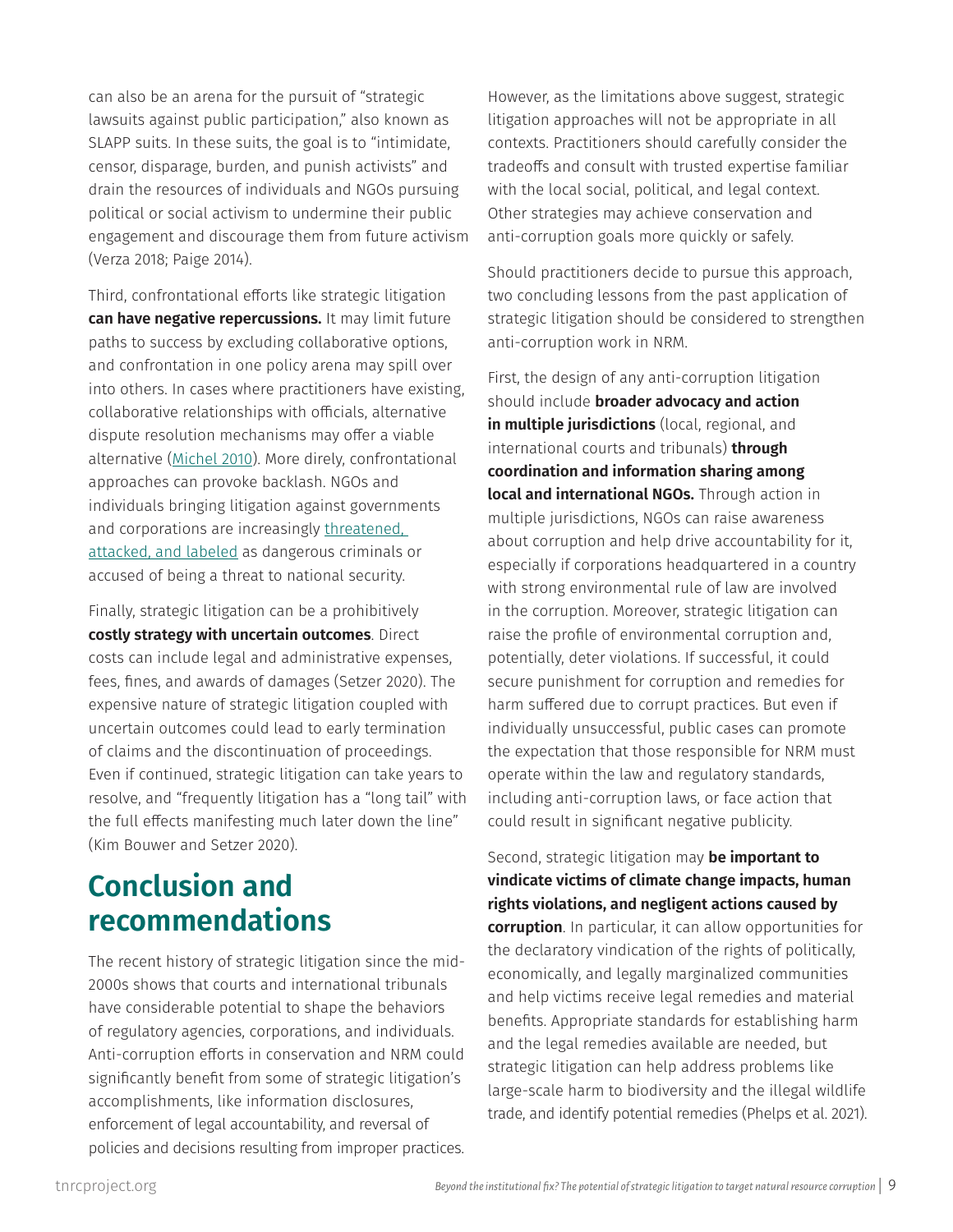can also be an arena for the pursuit of "strategic lawsuits against public participation," also known as SLAPP suits. In these suits, the goal is to "intimidate, censor, disparage, burden, and punish activists" and drain the resources of individuals and NGOs pursuing political or social activism to undermine their public engagement and discourage them from future activism (Verza 2018; Paige 2014).

Third, confrontational efforts like strategic litigation **can have negative repercussions.** It may limit future paths to success by excluding collaborative options, and confrontation in one policy arena may spill over into others. In cases where practitioners have existing, collaborative relationships with officials, alternative dispute resolution mechanisms may offer a viable alternative (Michel 2010). More direly, confrontational approaches can provoke backlash. NGOs and individuals bringing litigation against governments and corporations are increasingly threatened, attacked, and labeled as dangerous criminals or accused of being a threat to national security.

Finally, strategic litigation can be a prohibitively **costly strategy with uncertain outcomes**. Direct costs can include legal and administrative expenses, fees, fines, and awards of damages (Setzer 2020). The expensive nature of strategic litigation coupled with uncertain outcomes could lead to early termination of claims and the discontinuation of proceedings. Even if continued, strategic litigation can take years to resolve, and "frequently litigation has a "long tail" with the full effects manifesting much later down the line" (Kim Bouwer and Setzer 2020).

# Conclusion and recommendations

The recent history of strategic litigation since the mid-2000s shows that courts and international tribunals have considerable potential to shape the behaviors of regulatory agencies, corporations, and individuals. Anti-corruption efforts in conservation and NRM could significantly benefit from some of strategic litigation's accomplishments, like information disclosures, enforcement of legal accountability, and reversal of policies and decisions resulting from improper practices. However, as the limitations above suggest, strategic litigation approaches will not be appropriate in all contexts. Practitioners should carefully consider the tradeoffs and consult with trusted expertise familiar with the local social, political, and legal context. Other strategies may achieve conservation and anti-corruption goals more quickly or safely.

Should practitioners decide to pursue this approach, two concluding lessons from the past application of strategic litigation should be considered to strengthen anti-corruption work in NRM.

First, the design of any anti-corruption litigation should include **broader advocacy and action in multiple jurisdictions** (local, regional, and international courts and tribunals) **through coordination and information sharing among local and international NGOs.** Through action in multiple jurisdictions, NGOs can raise awareness about corruption and help drive accountability for it, especially if corporations headquartered in a country with strong environmental rule of law are involved in the corruption. Moreover, strategic litigation can raise the profile of environmental corruption and, potentially, deter violations. If successful, it could secure punishment for corruption and remedies for harm suffered due to corrupt practices. But even if individually unsuccessful, public cases can promote the expectation that those responsible for NRM must operate within the law and regulatory standards, including anti-corruption laws, or face action that could result in significant negative publicity.

Second, strategic litigation may **be important to vindicate victims of climate change impacts, human rights violations, and negligent actions caused by corruption**. In particular, it can allow opportunities for the declaratory vindication of the rights of politically, economically, and legally marginalized communities and help victims receive legal remedies and material benefits. Appropriate standards for establishing harm and the legal remedies available are needed, but strategic litigation can help address problems like large-scale harm to biodiversity and the illegal wildlife trade, and identify potential remedies (Phelps et al. 2021).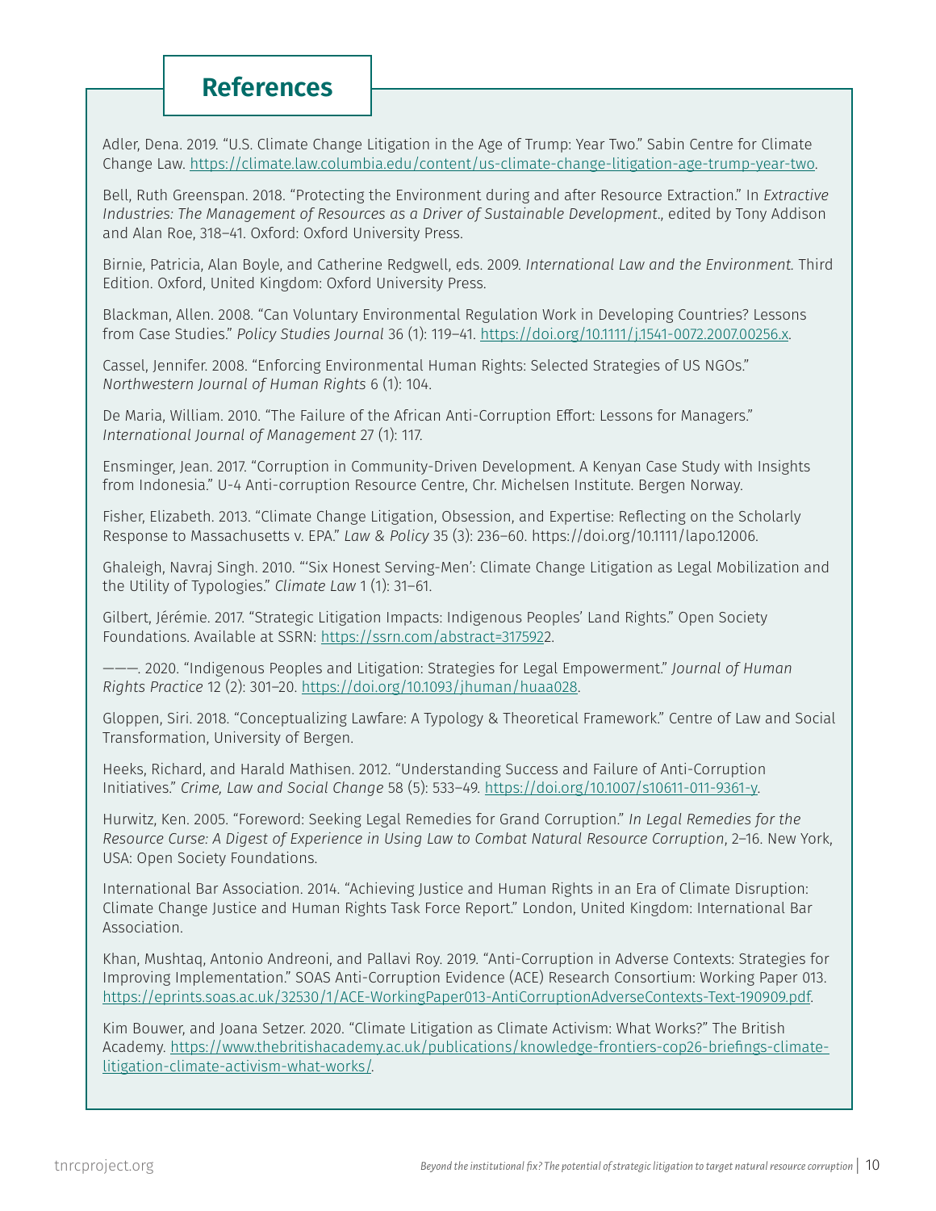## References

Adler, Dena. 2019. "U.S. Climate Change Litigation in the Age of Trump: Year Two." Sabin Centre for Climate Change Law. https://climate.law.columbia.edu/content/us-climate-change-litigation-age-trump-year-two.

Bell, Ruth Greenspan. 2018. "Protecting the Environment during and after Resource Extraction." In *Extractive Industries: The Management of Resources as a Driver of Sustainable Development*., edited by Tony Addison and Alan Roe, 318–41. Oxford: Oxford University Press.

Birnie, Patricia, Alan Boyle, and Catherine Redgwell, eds. 2009. *International Law and the Environment.* Third Edition. Oxford, United Kingdom: Oxford University Press.

Blackman, Allen. 2008. "Can Voluntary Environmental Regulation Work in Developing Countries? Lessons from Case Studies." *Policy Studies Journal* 36 (1): 119–41. https://doi.org/10.1111/j.1541-0072.2007.00256.x.

Cassel, Jennifer. 2008. "Enforcing Environmental Human Rights: Selected Strategies of US NGOs." *Northwestern Journal of Human Rights* 6 (1): 104.

De Maria, William. 2010. "The Failure of the African Anti-Corruption Effort: Lessons for Managers." *International Journal of Management* 27 (1): 117.

Ensminger, Jean. 2017. "Corruption in Community-Driven Development. A Kenyan Case Study with Insights from Indonesia." U-4 Anti-corruption Resource Centre, Chr. Michelsen Institute. Bergen Norway.

Fisher, Elizabeth. 2013. "Climate Change Litigation, Obsession, and Expertise: Reflecting on the Scholarly Response to Massachusetts v. EPA." *Law & Policy* 35 (3): 236–60. https://doi.org/10.1111/lapo.12006.

Ghaleigh, Navraj Singh. 2010. "'Six Honest Serving-Men': Climate Change Litigation as Legal Mobilization and the Utility of Typologies." *Climate Law* 1 (1): 31–61.

Gilbert, Jérémie. 2017. "Strategic Litigation Impacts: Indigenous Peoples' Land Rights." Open Society Foundations. Available at SSRN: https://ssrn.com/abstract=3175922.

———. 2020. "Indigenous Peoples and Litigation: Strategies for Legal Empowerment." *Journal of Human Rights Practice* 12 (2): 301–20. https://doi.org/10.1093/jhuman/huaa028.

Gloppen, Siri. 2018. "Conceptualizing Lawfare: A Typology & Theoretical Framework." Centre of Law and Social Transformation, University of Bergen.

Heeks, Richard, and Harald Mathisen. 2012. "Understanding Success and Failure of Anti-Corruption Initiatives." *Crime, Law and Social Change* 58 (5): 533–49. https://doi.org/10.1007/s10611-011-9361-y.

Hurwitz, Ken. 2005. "Foreword: Seeking Legal Remedies for Grand Corruption." *In Legal Remedies for the Resource Curse: A Digest of Experience in Using Law to Combat Natural Resource Corruption*, 2–16. New York, USA: Open Society Foundations.

International Bar Association. 2014. "Achieving Justice and Human Rights in an Era of Climate Disruption: Climate Change Justice and Human Rights Task Force Report." London, United Kingdom: International Bar Association.

Khan, Mushtaq, Antonio Andreoni, and Pallavi Roy. 2019. "Anti-Corruption in Adverse Contexts: Strategies for Improving Implementation." SOAS Anti-Corruption Evidence (ACE) Research Consortium: Working Paper 013. https://eprints.soas.ac.uk/32530/1/ACE-WorkingPaper013-AntiCorruptionAdverseContexts-Text-190909.pdf.

Kim Bouwer, and Joana Setzer. 2020. "Climate Litigation as Climate Activism: What Works?" The British Academy. https://www.thebritishacademy.ac.uk/publications/knowledge-frontiers-cop26-briefings-climate-litigation-climate-activism-what-works/.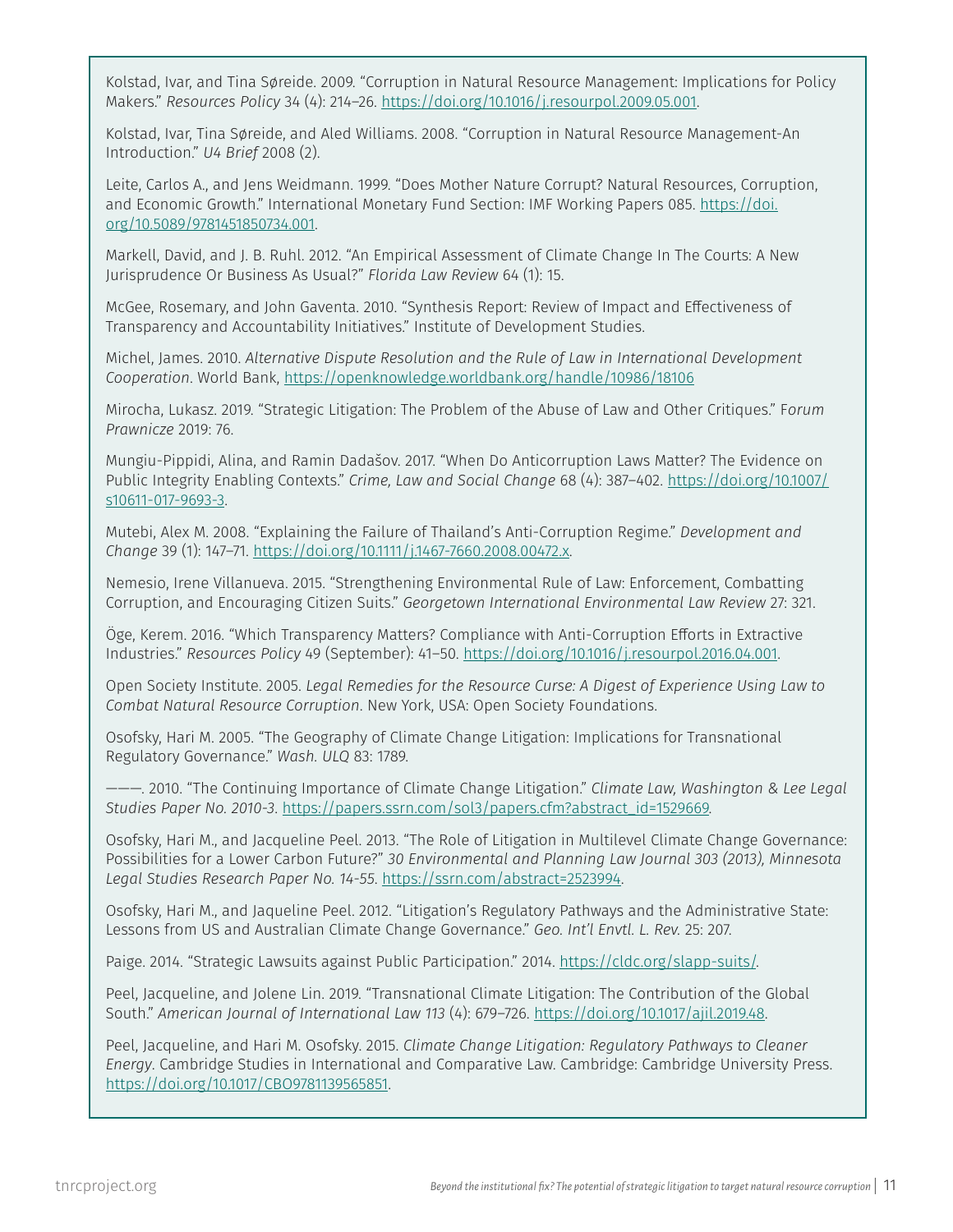Kolstad, Ivar, and Tina Søreide. 2009. "Corruption in Natural Resource Management: Implications for Policy Makers." *Resources Policy* 34 (4): 214–26. https://doi.org/10.1016/j.resourpol.2009.05.001.

Kolstad, Ivar, Tina Søreide, and Aled Williams. 2008. "Corruption in Natural Resource Management-An Introduction." *U4 Brief* 2008 (2).

Leite, Carlos A., and Jens Weidmann. 1999. "Does Mother Nature Corrupt? Natural Resources, Corruption, and Economic Growth." International Monetary Fund Section: IMF Working Papers 085. https://doi.org/10.5089/9781451850734.001.

Markell, David, and J. B. Ruhl. 2012. "An Empirical Assessment of Climate Change In The Courts: A New Jurisprudence Or Business As Usual?" *Florida Law Review* 64 (1): 15.

McGee, Rosemary, and John Gaventa. 2010. "Synthesis Report: Review of Impact and Effectiveness of Transparency and Accountability Initiatives." Institute of Development Studies.

Michel, James. 2010. *Alternative Dispute Resolution and the Rule of Law in International Development Cooperation*. World Bank, https://openknowledge.worldbank.org/handle/10986/18106

Mirocha, Lukasz. 2019. "Strategic Litigation: The Problem of the Abuse of Law and Other Critiques." F*orum Prawnicze* 2019: 76.

Mungiu-Pippidi, Alina, and Ramin Dadašov. 2017. "When Do Anticorruption Laws Matter? The Evidence on Public Integrity Enabling Contexts." *Crime, Law and Social Change* 68 (4): 387–402. https://doi.org/10.1007/s10611-017-9693-3.

Mutebi, Alex M. 2008. "Explaining the Failure of Thailand's Anti-Corruption Regime." *Development and Change* 39 (1): 147–71. https://doi.org/10.1111/j.1467-7660.2008.00472.x.

Nemesio, Irene Villanueva. 2015. "Strengthening Environmental Rule of Law: Enforcement, Combatting Corruption, and Encouraging Citizen Suits." *Georgetown International Environmental Law Review* 27: 321.

Öge, Kerem. 2016. "Which Transparency Matters? Compliance with Anti-Corruption Efforts in Extractive Industries." *Resources Policy* 49 (September): 41–50. https://doi.org/10.1016/j.resourpol.2016.04.001.

Open Society Institute. 2005. *Legal Remedies for the Resource Curse: A Digest of Experience Using Law to Combat Natural Resource Corruption*. New York, USA: Open Society Foundations.

Osofsky, Hari M. 2005. "The Geography of Climate Change Litigation: Implications for Transnational Regulatory Governance." *Wash. ULQ* 83: 1789.

———. 2010. "The Continuing Importance of Climate Change Litigation." *Climate Law, Washington & Lee Legal Studies Paper No. 2010-3*. https://papers.ssrn.com/sol3/papers.cfm?abstract_id=1529669.

Osofsky, Hari M., and Jacqueline Peel. 2013. "The Role of Litigation in Multilevel Climate Change Governance: Possibilities for a Lower Carbon Future?" *30 Environmental and Planning Law Journal 303 (2013), Minnesota Legal Studies Research Paper No. 14-55*. https://ssrn.com/abstract=2523994.

Osofsky, Hari M., and Jaqueline Peel. 2012. "Litigation's Regulatory Pathways and the Administrative State: Lessons from US and Australian Climate Change Governance." *Geo. Int'l Envtl. L. Rev.* 25: 207.

Paige. 2014. "Strategic Lawsuits against Public Participation." 2014. https://cldc.org/slapp-suits/.

Peel, Jacqueline, and Jolene Lin. 2019. "Transnational Climate Litigation: The Contribution of the Global South." *American Journal of International Law 113* (4): 679–726. https://doi.org/10.1017/ajil.2019.48.

Peel, Jacqueline, and Hari M. Osofsky. 2015. *Climate Change Litigation: Regulatory Pathways to Cleaner Energy*. Cambridge Studies in International and Comparative Law. Cambridge: Cambridge University Press. https://doi.org/10.1017/CBO9781139565851.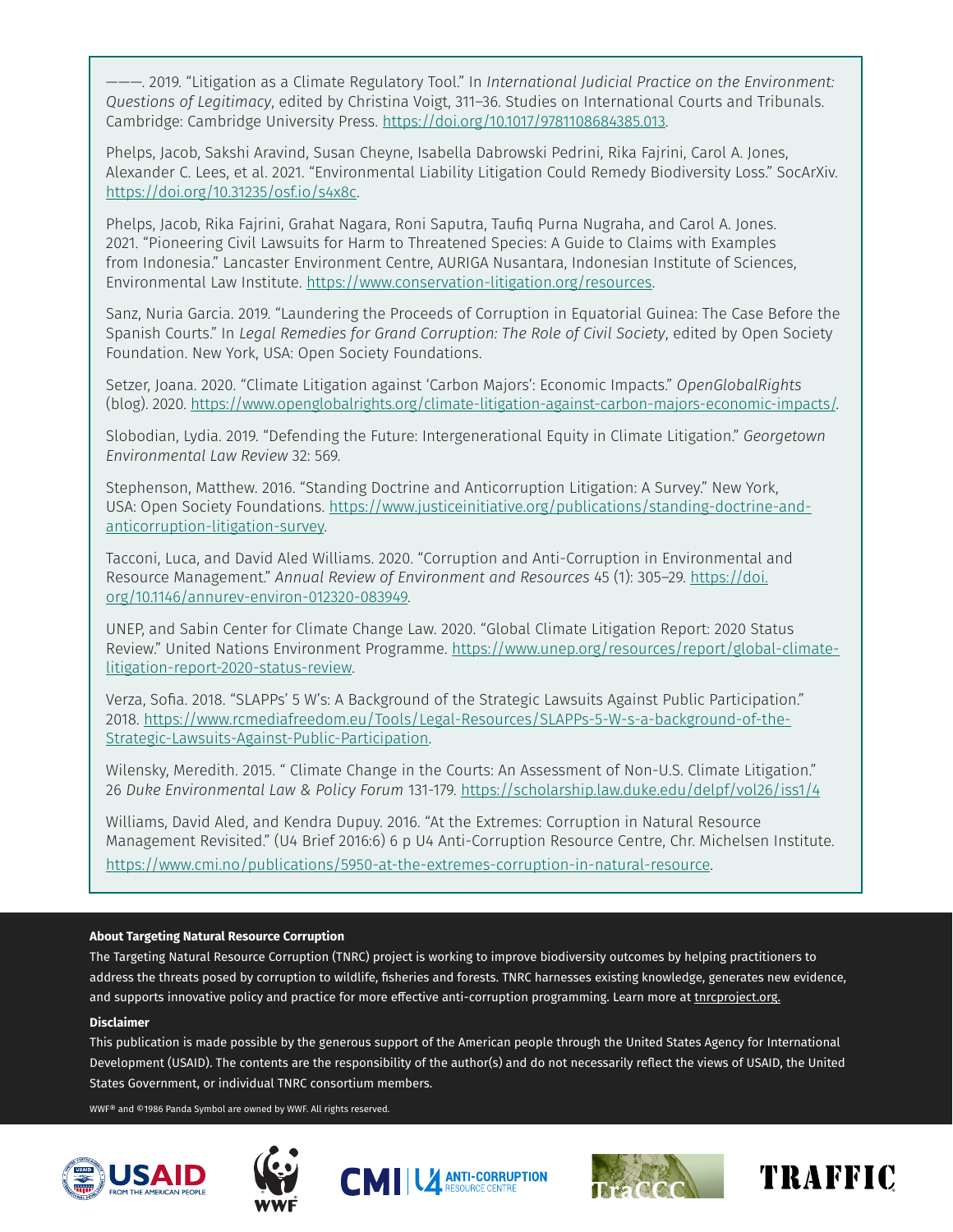———. 2019. "Litigation as a Climate Regulatory Tool." In *International Judicial Practice on the Environment: Questions of Legitimacy*, edited by Christina Voigt, 311–36. Studies on International Courts and Tribunals. Cambridge: Cambridge University Press. https://doi.org/10.1017/9781108684385.013.

Phelps, Jacob, Sakshi Aravind, Susan Cheyne, Isabella Dabrowski Pedrini, Rika Fajrini, Carol A. Jones, Alexander C. Lees, et al. 2021. "Environmental Liability Litigation Could Remedy Biodiversity Loss." SocArXiv. https://doi.org/10.31235/osf.io/s4x8c.

Phelps, Jacob, Rika Fajrini, Grahat Nagara, Roni Saputra, Taufiq Purna Nugraha, and Carol A. Jones. 2021. "Pioneering Civil Lawsuits for Harm to Threatened Species: A Guide to Claims with Examples from Indonesia." Lancaster Environment Centre, AURIGA Nusantara, Indonesian Institute of Sciences, Environmental Law Institute. https://www.conservation-litigation.org/resources.

Sanz, Nuria Garcia. 2019. "Laundering the Proceeds of Corruption in Equatorial Guinea: The Case Before the Spanish Courts." In *Legal Remedies for Grand Corruption: The Role of Civil Society*, edited by Open Society Foundation. New York, USA: Open Society Foundations.

Setzer, Joana. 2020. "Climate Litigation against 'Carbon Majors': Economic Impacts." *OpenGlobalRights* (blog). 2020. https://www.openglobalrights.org/climate-litigation-against-carbon-majors-economic-impacts/.

Slobodian, Lydia. 2019. "Defending the Future: Intergenerational Equity in Climate Litigation." *Georgetown Environmental Law Review* 32: 569.

Stephenson, Matthew. 2016. "Standing Doctrine and Anticorruption Litigation: A Survey." New York, USA: Open Society Foundations. https://www.justiceinitiative.org/publications/standing-doctrine-and-anticorruption-litigation-survey.

Tacconi, Luca, and David Aled Williams. 2020. "Corruption and Anti-Corruption in Environmental and Resource Management." *Annual Review of Environment and Resources* 45 (1): 305–29. https://doi.org/10.1146/annurev-environ-012320-083949.

UNEP, and Sabin Center for Climate Change Law. 2020. "Global Climate Litigation Report: 2020 Status Review." United Nations Environment Programme. https://www.unep.org/resources/report/global-climate-litigation-report-2020-status-review.

Verza, Sofia. 2018. "SLAPPs' 5 W's: A Background of the Strategic Lawsuits Against Public Participation." 2018. https://www.rcmediafreedom.eu/Tools/Legal-Resources/SLAPPs-5-W-s-a-background-of-the-Strategic-Lawsuits-Against-Public-Participation.

Wilensky, Meredith. 2015. " Climate Change in the Courts: An Assessment of Non-U.S. Climate Litigation." 26 *Duke Environmental Law & Policy Forum* 131-179. https://scholarship.law.duke.edu/delpf/vol26/iss1/4

Williams, David Aled, and Kendra Dupuy. 2016. "At the Extremes: Corruption in Natural Resource Management Revisited." (U4 Brief 2016:6) 6 p U4 Anti-Corruption Resource Centre, Chr. Michelsen Institute. https://www.cmi.no/publications/5950-at-the-extremes-corruption-in-natural-resource.

**About Targeting Natural Resource Corruption**

The Targeting Natural Resource Corruption (TNRC) project is working to improve biodiversity outcomes by helping practitioners to address the threats posed by corruption to wildlife, fisheries and forests. TNRC harnesses existing knowledge, generates new evidence, and supports innovative policy and practice for more effective anti-corruption programming. Learn more at tnrcproject.org.

**Disclaimer**

This publication is made possible by the generous support of the American people through the United States Agency for International Development (USAID). The contents are the responsibility of the author(s) and do not necessarily reflect the views of USAID, the United States Government, or individual TNRC consortium members.

WWF® and ©1986 Panda Symbol are owned by WWF. All rights reserved.